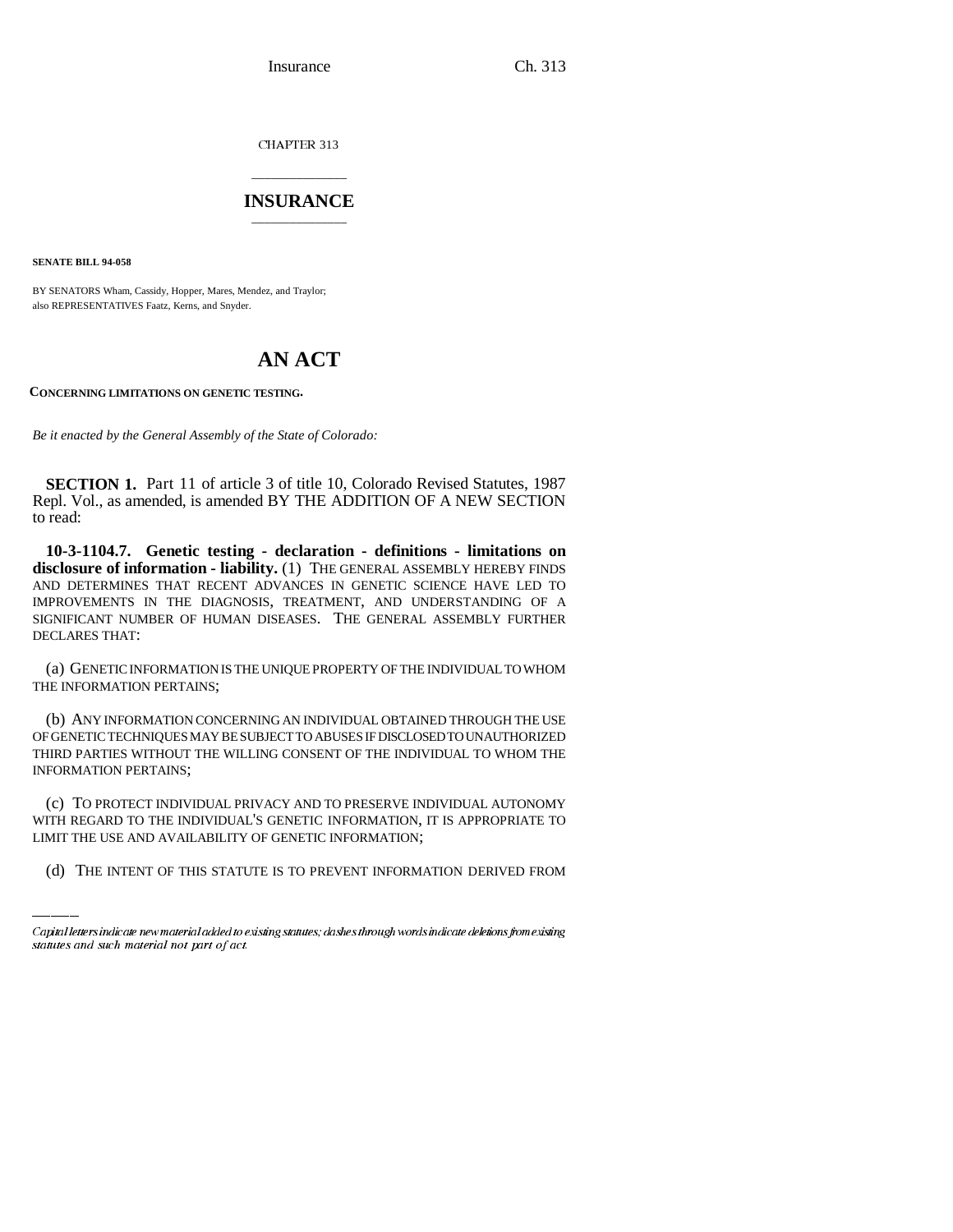CHAPTER 313

# INSURANCE

**SENATE BILL 94-058**

BY SENATORS Wham, Cassidy, Hopper, Mares, Mendez, and Traylor;
also REPRESENTATIVES Faatz, Kerns, and Snyder.

# AN ACT

**CONCERNING LIMITATIONS ON GENETIC TESTING.**

*Be it enacted by the General Assembly of the State of Colorado:*

**SECTION 1.** Part 11 of article 3 of title 10, Colorado Revised Statutes, 1987 Repl. Vol., as amended, is amended BY THE ADDITION OF A NEW SECTION to read:

**10-3-1104.7. Genetic testing - declaration - definitions - limitations on disclosure of information - liability.** (1) THE GENERAL ASSEMBLY HEREBY FINDS AND DETERMINES THAT RECENT ADVANCES IN GENETIC SCIENCE HAVE LED TO IMPROVEMENTS IN THE DIAGNOSIS, TREATMENT, AND UNDERSTANDING OF A SIGNIFICANT NUMBER OF HUMAN DISEASES. THE GENERAL ASSEMBLY FURTHER DECLARES THAT:

(a) GENETIC INFORMATION IS THE UNIQUE PROPERTY OF THE INDIVIDUAL TO WHOM THE INFORMATION PERTAINS;

(b) ANY INFORMATION CONCERNING AN INDIVIDUAL OBTAINED THROUGH THE USE OF GENETIC TECHNIQUES MAY BE SUBJECT TO ABUSES IF DISCLOSED TO UNAUTHORIZED THIRD PARTIES WITHOUT THE WILLING CONSENT OF THE INDIVIDUAL TO WHOM THE INFORMATION PERTAINS;

(c) TO PROTECT INDIVIDUAL PRIVACY AND TO PRESERVE INDIVIDUAL AUTONOMY WITH REGARD TO THE INDIVIDUAL'S GENETIC INFORMATION, IT IS APPROPRIATE TO LIMIT THE USE AND AVAILABILITY OF GENETIC INFORMATION;

(d) THE INTENT OF THIS STATUTE IS TO PREVENT INFORMATION DERIVED FROM

*Capital letters indicate new material added to existing statutes; dashes through words indicate deletions from existing statutes and such material not part of act.*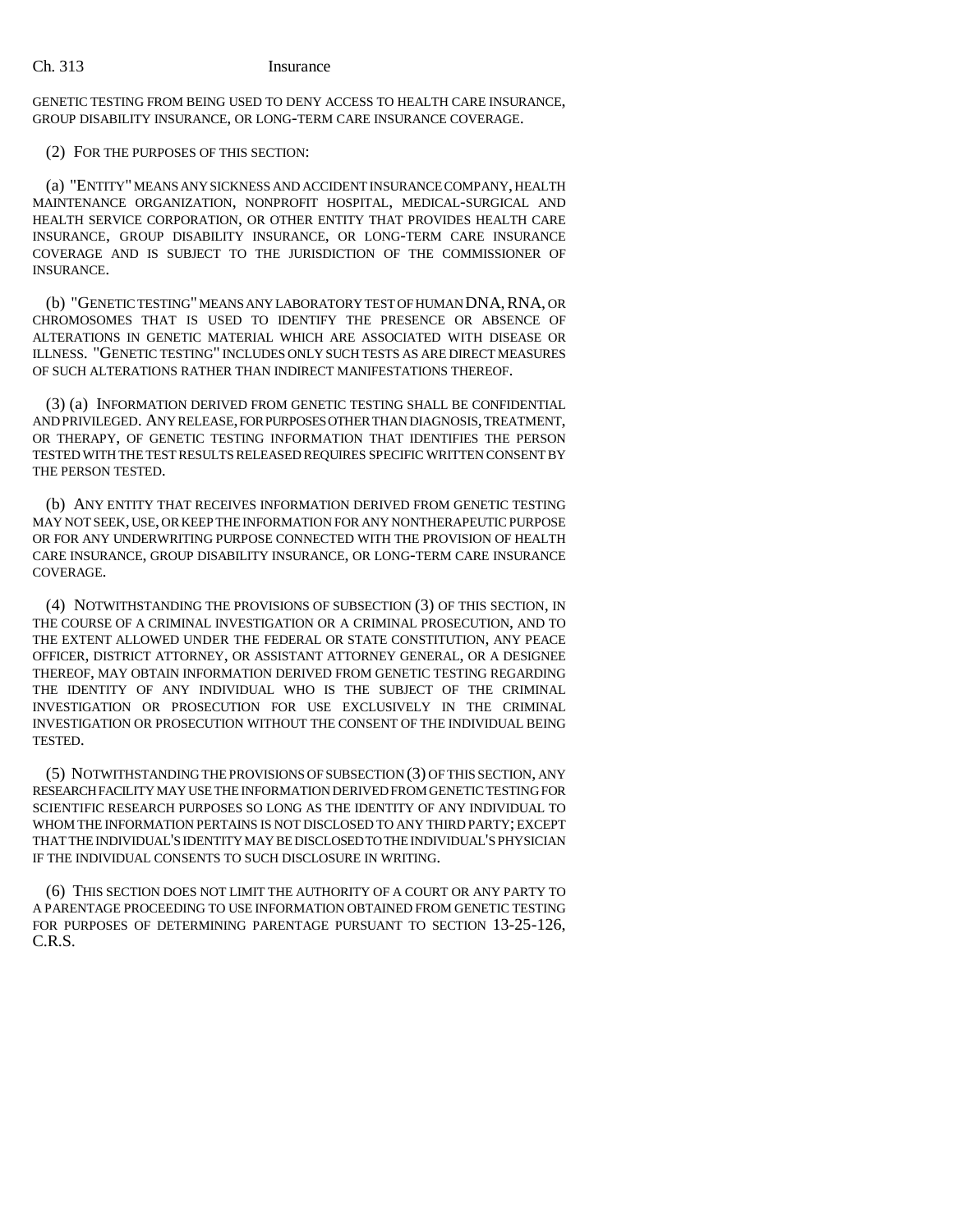GENETIC TESTING FROM BEING USED TO DENY ACCESS TO HEALTH CARE INSURANCE, GROUP DISABILITY INSURANCE, OR LONG-TERM CARE INSURANCE COVERAGE.

(2) FOR THE PURPOSES OF THIS SECTION:

(a) "ENTITY" MEANS ANY SICKNESS AND ACCIDENT INSURANCE COMPANY, HEALTH MAINTENANCE ORGANIZATION, NONPROFIT HOSPITAL, MEDICAL-SURGICAL AND HEALTH SERVICE CORPORATION, OR OTHER ENTITY THAT PROVIDES HEALTH CARE INSURANCE, GROUP DISABILITY INSURANCE, OR LONG-TERM CARE INSURANCE COVERAGE AND IS SUBJECT TO THE JURISDICTION OF THE COMMISSIONER OF INSURANCE.

(b) "GENETIC TESTING" MEANS ANY LABORATORY TEST OF HUMAN DNA, RNA, OR CHROMOSOMES THAT IS USED TO IDENTIFY THE PRESENCE OR ABSENCE OF ALTERATIONS IN GENETIC MATERIAL WHICH ARE ASSOCIATED WITH DISEASE OR ILLNESS. "GENETIC TESTING" INCLUDES ONLY SUCH TESTS AS ARE DIRECT MEASURES OF SUCH ALTERATIONS RATHER THAN INDIRECT MANIFESTATIONS THEREOF.

(3) (a) INFORMATION DERIVED FROM GENETIC TESTING SHALL BE CONFIDENTIAL AND PRIVILEGED. ANY RELEASE, FOR PURPOSES OTHER THAN DIAGNOSIS, TREATMENT, OR THERAPY, OF GENETIC TESTING INFORMATION THAT IDENTIFIES THE PERSON TESTED WITH THE TEST RESULTS RELEASED REQUIRES SPECIFIC WRITTEN CONSENT BY THE PERSON TESTED.

(b) ANY ENTITY THAT RECEIVES INFORMATION DERIVED FROM GENETIC TESTING MAY NOT SEEK, USE, OR KEEP THE INFORMATION FOR ANY NONTHERAPEUTIC PURPOSE OR FOR ANY UNDERWRITING PURPOSE CONNECTED WITH THE PROVISION OF HEALTH CARE INSURANCE, GROUP DISABILITY INSURANCE, OR LONG-TERM CARE INSURANCE COVERAGE.

(4) NOTWITHSTANDING THE PROVISIONS OF SUBSECTION (3) OF THIS SECTION, IN THE COURSE OF A CRIMINAL INVESTIGATION OR A CRIMINAL PROSECUTION, AND TO THE EXTENT ALLOWED UNDER THE FEDERAL OR STATE CONSTITUTION, ANY PEACE OFFICER, DISTRICT ATTORNEY, OR ASSISTANT ATTORNEY GENERAL, OR A DESIGNEE THEREOF, MAY OBTAIN INFORMATION DERIVED FROM GENETIC TESTING REGARDING THE IDENTITY OF ANY INDIVIDUAL WHO IS THE SUBJECT OF THE CRIMINAL INVESTIGATION OR PROSECUTION FOR USE EXCLUSIVELY IN THE CRIMINAL INVESTIGATION OR PROSECUTION WITHOUT THE CONSENT OF THE INDIVIDUAL BEING TESTED.

(5) NOTWITHSTANDING THE PROVISIONS OF SUBSECTION (3) OF THIS SECTION, ANY RESEARCH FACILITY MAY USE THE INFORMATION DERIVED FROM GENETIC TESTING FOR SCIENTIFIC RESEARCH PURPOSES SO LONG AS THE IDENTITY OF ANY INDIVIDUAL TO WHOM THE INFORMATION PERTAINS IS NOT DISCLOSED TO ANY THIRD PARTY; EXCEPT THAT THE INDIVIDUAL'S IDENTITY MAY BE DISCLOSED TO THE INDIVIDUAL'S PHYSICIAN IF THE INDIVIDUAL CONSENTS TO SUCH DISCLOSURE IN WRITING.

(6) THIS SECTION DOES NOT LIMIT THE AUTHORITY OF A COURT OR ANY PARTY TO A PARENTAGE PROCEEDING TO USE INFORMATION OBTAINED FROM GENETIC TESTING FOR PURPOSES OF DETERMINING PARENTAGE PURSUANT TO SECTION 13-25-126, C.R.S.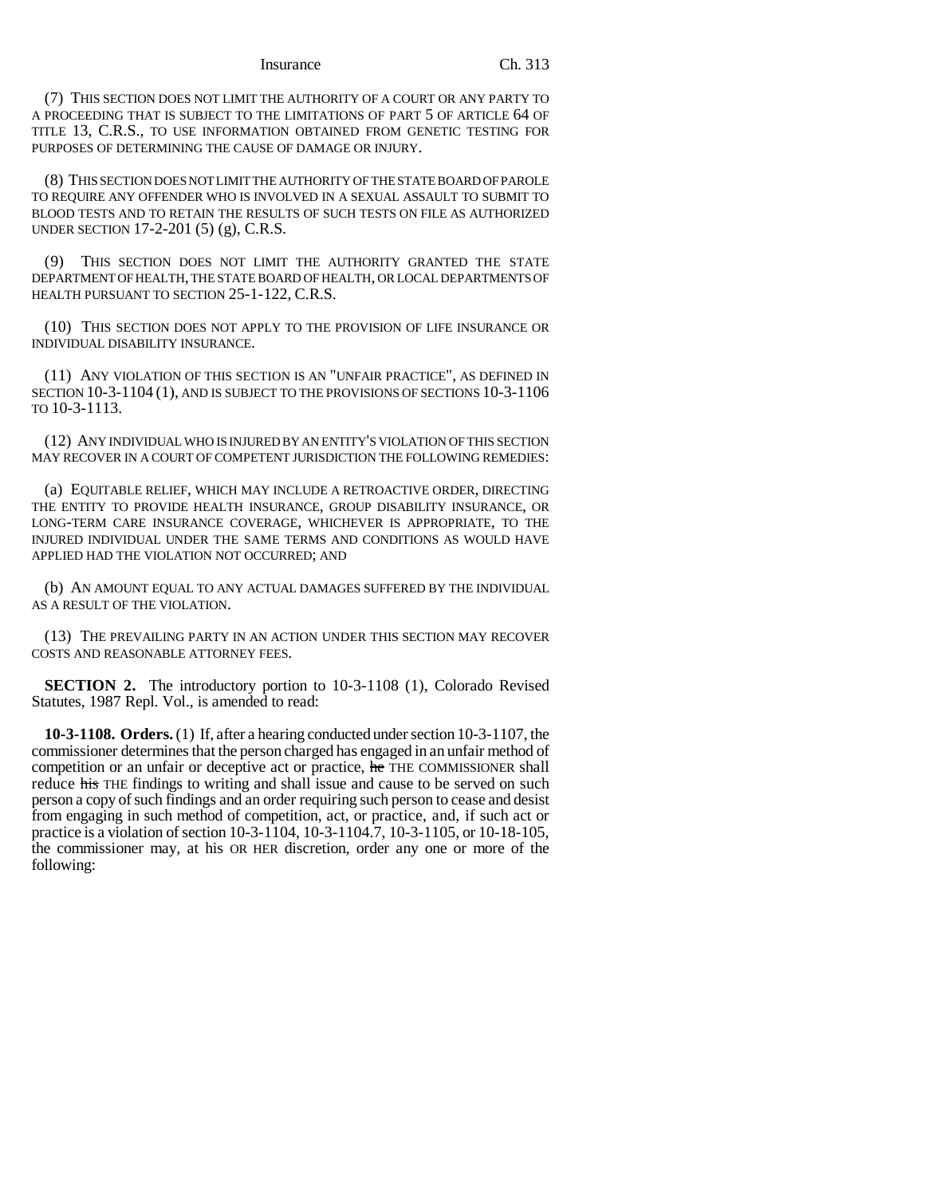(7) THIS SECTION DOES NOT LIMIT THE AUTHORITY OF A COURT OR ANY PARTY TO A PROCEEDING THAT IS SUBJECT TO THE LIMITATIONS OF PART 5 OF ARTICLE 64 OF TITLE 13, C.R.S., TO USE INFORMATION OBTAINED FROM GENETIC TESTING FOR PURPOSES OF DETERMINING THE CAUSE OF DAMAGE OR INJURY.

(8) THIS SECTION DOES NOT LIMIT THE AUTHORITY OF THE STATE BOARD OF PAROLE TO REQUIRE ANY OFFENDER WHO IS INVOLVED IN A SEXUAL ASSAULT TO SUBMIT TO BLOOD TESTS AND TO RETAIN THE RESULTS OF SUCH TESTS ON FILE AS AUTHORIZED UNDER SECTION 17-2-201 (5) (g), C.R.S.

(9) THIS SECTION DOES NOT LIMIT THE AUTHORITY GRANTED THE STATE DEPARTMENT OF HEALTH, THE STATE BOARD OF HEALTH, OR LOCAL DEPARTMENTS OF HEALTH PURSUANT TO SECTION 25-1-122, C.R.S.

(10) THIS SECTION DOES NOT APPLY TO THE PROVISION OF LIFE INSURANCE OR INDIVIDUAL DISABILITY INSURANCE.

(11) ANY VIOLATION OF THIS SECTION IS AN "UNFAIR PRACTICE", AS DEFINED IN SECTION 10-3-1104 (1), AND IS SUBJECT TO THE PROVISIONS OF SECTIONS 10-3-1106 TO 10-3-1113.

(12) ANY INDIVIDUAL WHO IS INJURED BY AN ENTITY'S VIOLATION OF THIS SECTION MAY RECOVER IN A COURT OF COMPETENT JURISDICTION THE FOLLOWING REMEDIES:

(a) EQUITABLE RELIEF, WHICH MAY INCLUDE A RETROACTIVE ORDER, DIRECTING THE ENTITY TO PROVIDE HEALTH INSURANCE, GROUP DISABILITY INSURANCE, OR LONG-TERM CARE INSURANCE COVERAGE, WHICHEVER IS APPROPRIATE, TO THE INJURED INDIVIDUAL UNDER THE SAME TERMS AND CONDITIONS AS WOULD HAVE APPLIED HAD THE VIOLATION NOT OCCURRED; AND

(b) AN AMOUNT EQUAL TO ANY ACTUAL DAMAGES SUFFERED BY THE INDIVIDUAL AS A RESULT OF THE VIOLATION.

(13) THE PREVAILING PARTY IN AN ACTION UNDER THIS SECTION MAY RECOVER COSTS AND REASONABLE ATTORNEY FEES.

**SECTION 2.** The introductory portion to 10-3-1108 (1), Colorado Revised Statutes, 1987 Repl. Vol., is amended to read:

**10-3-1108. Orders.** (1) If, after a hearing conducted under section 10-3-1107, the commissioner determines that the person charged has engaged in an unfair method of competition or an unfair or deceptive act or practice, ~~he~~ THE COMMISSIONER shall reduce ~~his~~ THE findings to writing and shall issue and cause to be served on such person a copy of such findings and an order requiring such person to cease and desist from engaging in such method of competition, act, or practice, and, if such act or practice is a violation of section 10-3-1104, 10-3-1104.7, 10-3-1105, or 10-18-105, the commissioner may, at his OR HER discretion, order any one or more of the following: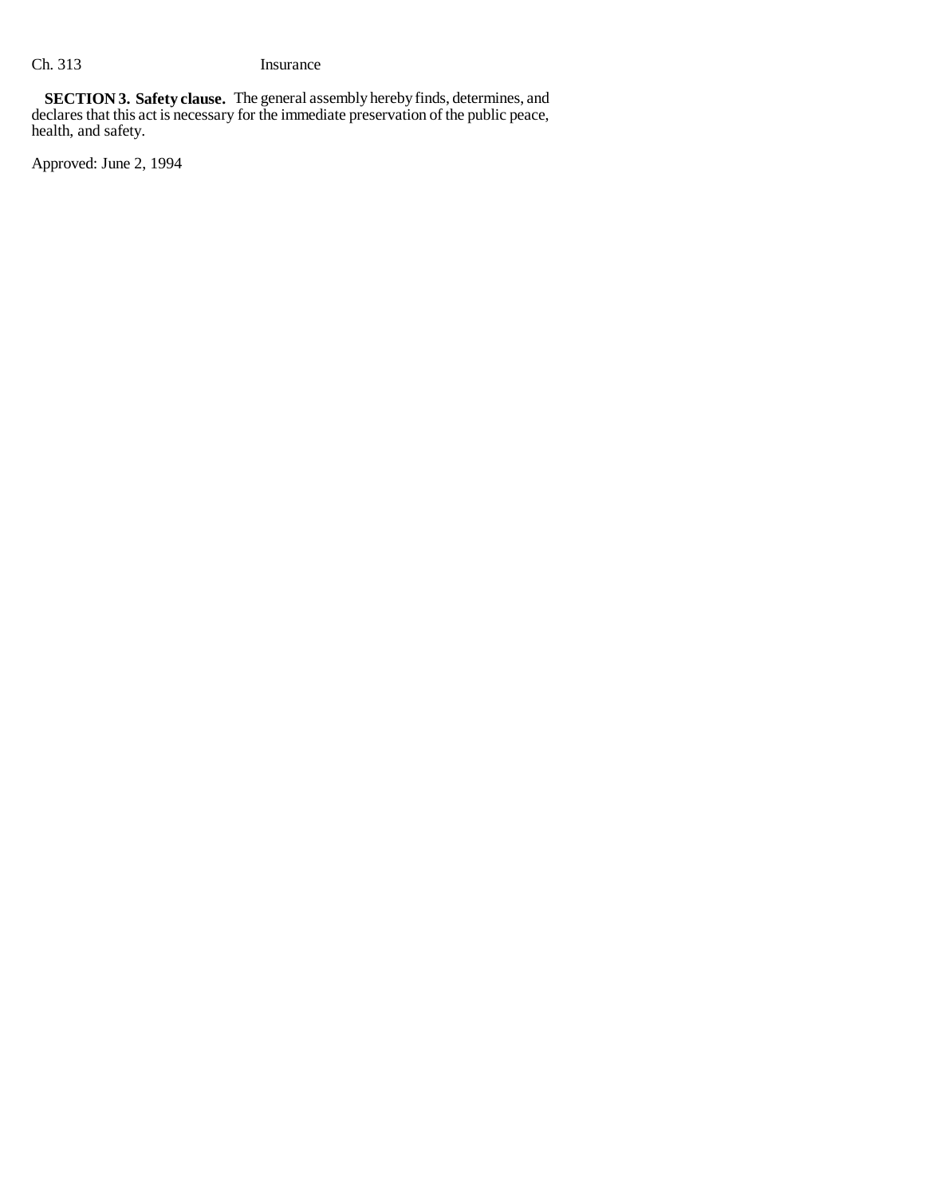**SECTION 3. Safety clause.** The general assembly hereby finds, determines, and declares that this act is necessary for the immediate preservation of the public peace, health, and safety.

Approved: June 2, 1994